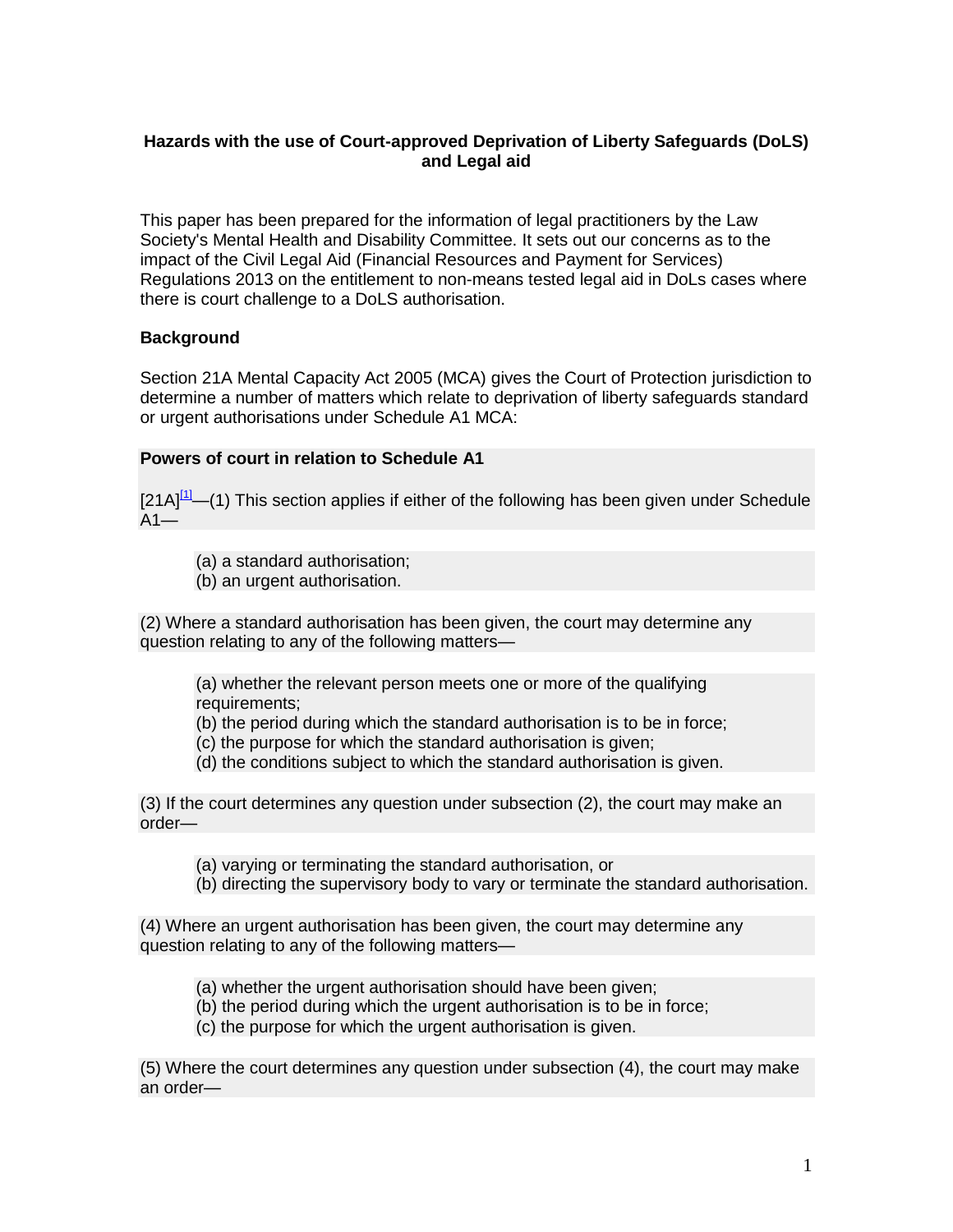**Hazards with the use of Court-approved Deprivation of Liberty Safeguards (DoLS) and Legal aid**

This paper has been prepared for the information of legal practitioners by the Law Society's Mental Health and Disability Committee. It sets out our concerns as to the impact of the Civil Legal Aid (Financial Resources and Payment for Services) Regulations 2013 on the entitlement to non-means tested legal aid in DoLs cases where there is court challenge to a DoLS authorisation.

## Background

Section 21A Mental Capacity Act 2005 (MCA) gives the Court of Protection jurisdiction to determine a number of matters which relate to deprivation of liberty safeguards standard or urgent authorisations under Schedule A1 MCA:

**Powers of court in relation to Schedule A1**

[21A][1]—(1) This section applies if either of the following has been given under Schedule A1—

(a) a standard authorisation;
(b) an urgent authorisation.

(2) Where a standard authorisation has been given, the court may determine any question relating to any of the following matters—

(a) whether the relevant person meets one or more of the qualifying requirements;
(b) the period during which the standard authorisation is to be in force;
(c) the purpose for which the standard authorisation is given;
(d) the conditions subject to which the standard authorisation is given.

(3) If the court determines any question under subsection (2), the court may make an order—

(a) varying or terminating the standard authorisation, or
(b) directing the supervisory body to vary or terminate the standard authorisation.

(4) Where an urgent authorisation has been given, the court may determine any question relating to any of the following matters—

(a) whether the urgent authorisation should have been given;
(b) the period during which the urgent authorisation is to be in force;
(c) the purpose for which the urgent authorisation is given.

(5) Where the court determines any question under subsection (4), the court may make an order—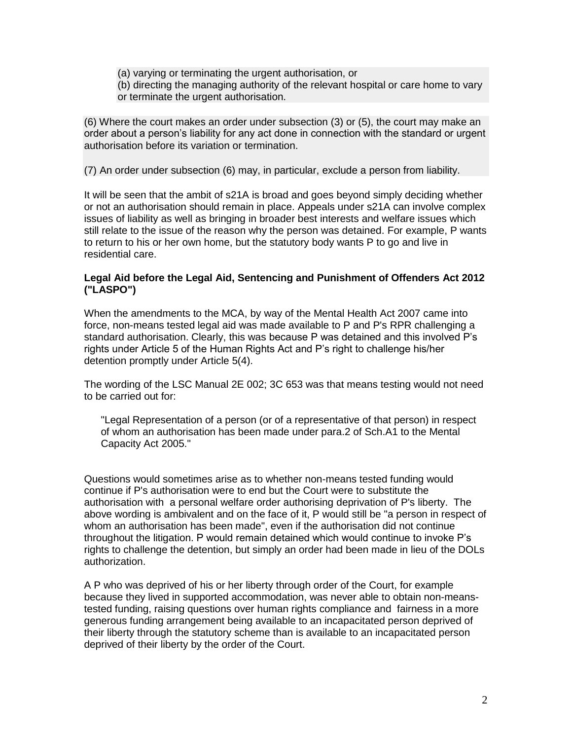(a) varying or terminating the urgent authorisation, or
(b) directing the managing authority of the relevant hospital or care home to vary or terminate the urgent authorisation.

(6) Where the court makes an order under subsection (3) or (5), the court may make an order about a person's liability for any act done in connection with the standard or urgent authorisation before its variation or termination.

(7) An order under subsection (6) may, in particular, exclude a person from liability.

It will be seen that the ambit of s21A is broad and goes beyond simply deciding whether or not an authorisation should remain in place. Appeals under s21A can involve complex issues of liability as well as bringing in broader best interests and welfare issues which still relate to the issue of the reason why the person was detained. For example, P wants to return to his or her own home, but the statutory body wants P to go and live in residential care.

**Legal Aid before the Legal Aid, Sentencing and Punishment of Offenders Act 2012 ("LASPO")**

When the amendments to the MCA, by way of the Mental Health Act 2007 came into force, non-means tested legal aid was made available to P and P's RPR challenging a standard authorisation. Clearly, this was because P was detained and this involved P's rights under Article 5 of the Human Rights Act and P's right to challenge his/her detention promptly under Article 5(4).

The wording of the LSC Manual 2E 002; 3C 653 was that means testing would not need to be carried out for:

> "Legal Representation of a person (or of a representative of that person) in respect of whom an authorisation has been made under para.2 of Sch.A1 to the Mental Capacity Act 2005."

Questions would sometimes arise as to whether non-means tested funding would continue if P's authorisation were to end but the Court were to substitute the authorisation with a personal welfare order authorising deprivation of P's liberty. The above wording is ambivalent and on the face of it, P would still be "a person in respect of whom an authorisation has been made", even if the authorisation did not continue throughout the litigation. P would remain detained which would continue to invoke P's rights to challenge the detention, but simply an order had been made in lieu of the DOLs authorization.

A P who was deprived of his or her liberty through order of the Court, for example because they lived in supported accommodation, was never able to obtain non-means-tested funding, raising questions over human rights compliance and fairness in a more generous funding arrangement being available to an incapacitated person deprived of their liberty through the statutory scheme than is available to an incapacitated person deprived of their liberty by the order of the Court.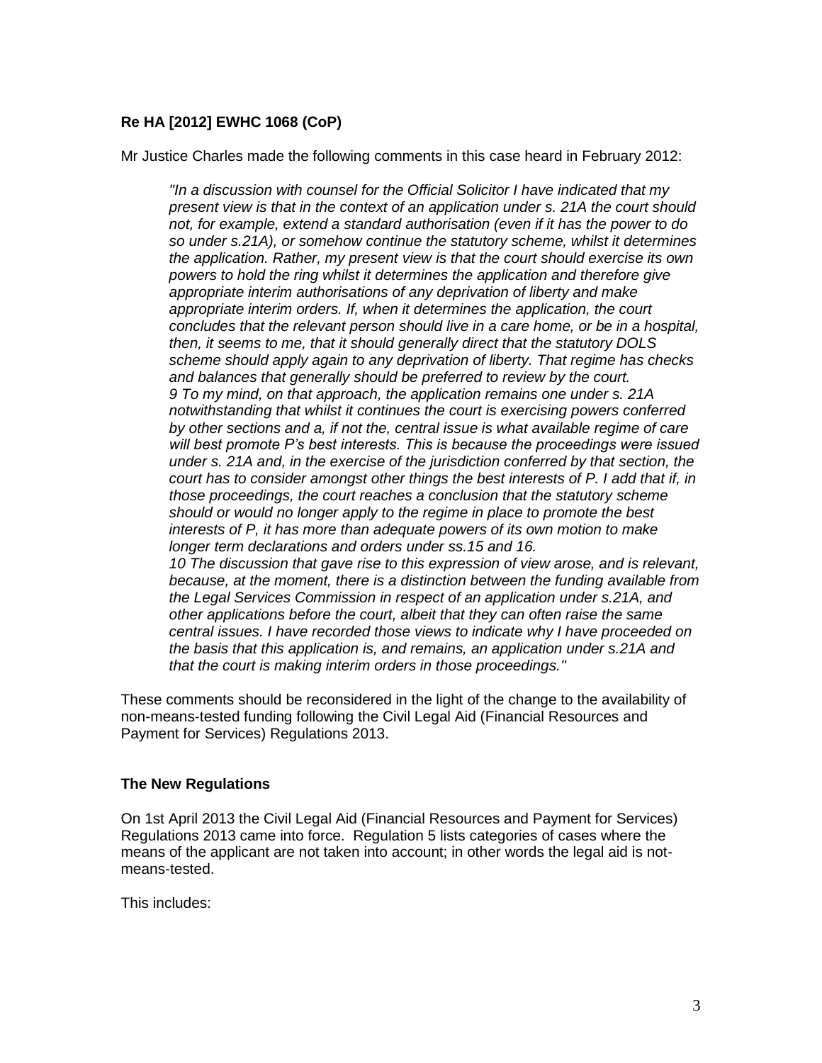**Re HA [2012] EWHC 1068 (CoP)**

Mr Justice Charles made the following comments in this case heard in February 2012:

> *"In a discussion with counsel for the Official Solicitor I have indicated that my present view is that in the context of an application under s. 21A the court should not, for example, extend a standard authorisation (even if it has the power to do so under s.21A), or somehow continue the statutory scheme, whilst it determines the application. Rather, my present view is that the court should exercise its own powers to hold the ring whilst it determines the application and therefore give appropriate interim authorisations of any deprivation of liberty and make appropriate interim orders. If, when it determines the application, the court concludes that the relevant person should live in a care home, or be in a hospital, then, it seems to me, that it should generally direct that the statutory DOLS scheme should apply again to any deprivation of liberty. That regime has checks and balances that generally should be preferred to review by the court.*
> *9 To my mind, on that approach, the application remains one under s. 21A notwithstanding that whilst it continues the court is exercising powers conferred by other sections and a, if not the, central issue is what available regime of care will best promote P's best interests. This is because the proceedings were issued under s. 21A and, in the exercise of the jurisdiction conferred by that section, the court has to consider amongst other things the best interests of P. I add that if, in those proceedings, the court reaches a conclusion that the statutory scheme should or would no longer apply to the regime in place to promote the best interests of P, it has more than adequate powers of its own motion to make longer term declarations and orders under ss.15 and 16.*
> *10 The discussion that gave rise to this expression of view arose, and is relevant, because, at the moment, there is a distinction between the funding available from the Legal Services Commission in respect of an application under s.21A, and other applications before the court, albeit that they can often raise the same central issues. I have recorded those views to indicate why I have proceeded on the basis that this application is, and remains, an application under s.21A and that the court is making interim orders in those proceedings."*

These comments should be reconsidered in the light of the change to the availability of non-means-tested funding following the Civil Legal Aid (Financial Resources and Payment for Services) Regulations 2013.

**The New Regulations**

On 1st April 2013 the Civil Legal Aid (Financial Resources and Payment for Services) Regulations 2013 came into force. Regulation 5 lists categories of cases where the means of the applicant are not taken into account; in other words the legal aid is not-means-tested.

This includes: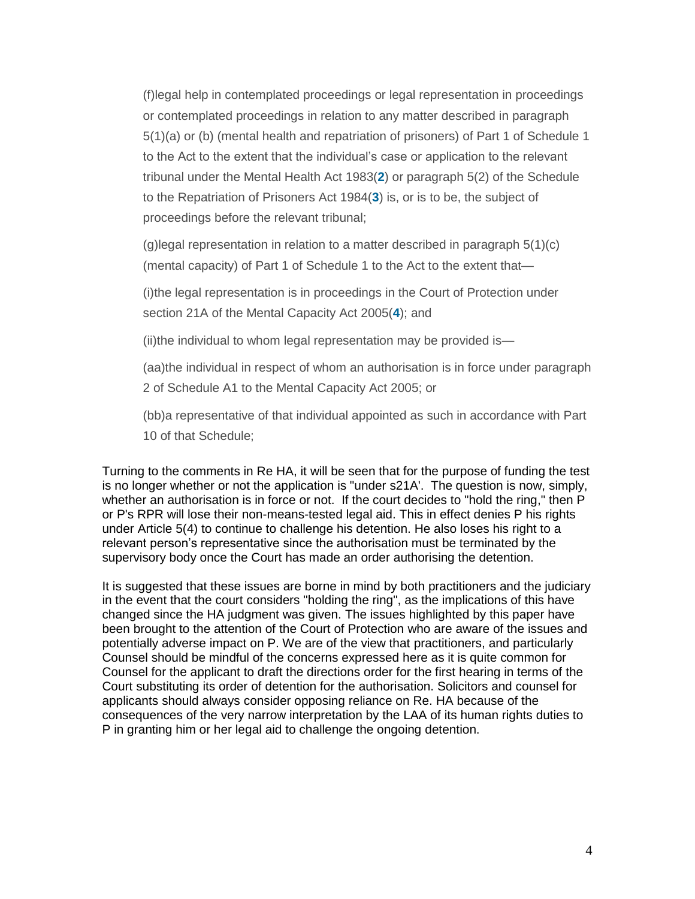(f)legal help in contemplated proceedings or legal representation in proceedings or contemplated proceedings in relation to any matter described in paragraph 5(1)(a) or (b) (mental health and repatriation of prisoners) of Part 1 of Schedule 1 to the Act to the extent that the individual's case or application to the relevant tribunal under the Mental Health Act 1983([2]) or paragraph 5(2) of the Schedule to the Repatriation of Prisoners Act 1984([3]) is, or is to be, the subject of proceedings before the relevant tribunal;

(g)legal representation in relation to a matter described in paragraph 5(1)(c) (mental capacity) of Part 1 of Schedule 1 to the Act to the extent that—

(i)the legal representation is in proceedings in the Court of Protection under section 21A of the Mental Capacity Act 2005([4]); and

(ii)the individual to whom legal representation may be provided is—

(aa)the individual in respect of whom an authorisation is in force under paragraph 2 of Schedule A1 to the Mental Capacity Act 2005; or

(bb)a representative of that individual appointed as such in accordance with Part 10 of that Schedule;

Turning to the comments in Re HA, it will be seen that for the purpose of funding the test is no longer whether or not the application is "under s21A'. The question is now, simply, whether an authorisation is in force or not. If the court decides to "hold the ring," then P or P's RPR will lose their non-means-tested legal aid. This in effect denies P his rights under Article 5(4) to continue to challenge his detention. He also loses his right to a relevant person's representative since the authorisation must be terminated by the supervisory body once the Court has made an order authorising the detention.

It is suggested that these issues are borne in mind by both practitioners and the judiciary in the event that the court considers "holding the ring", as the implications of this have changed since the HA judgment was given. The issues highlighted by this paper have been brought to the attention of the Court of Protection who are aware of the issues and potentially adverse impact on P. We are of the view that practitioners, and particularly Counsel should be mindful of the concerns expressed here as it is quite common for Counsel for the applicant to draft the directions order for the first hearing in terms of the Court substituting its order of detention for the authorisation. Solicitors and counsel for applicants should always consider opposing reliance on Re. HA because of the consequences of the very narrow interpretation by the LAA of its human rights duties to P in granting him or her legal aid to challenge the ongoing detention.